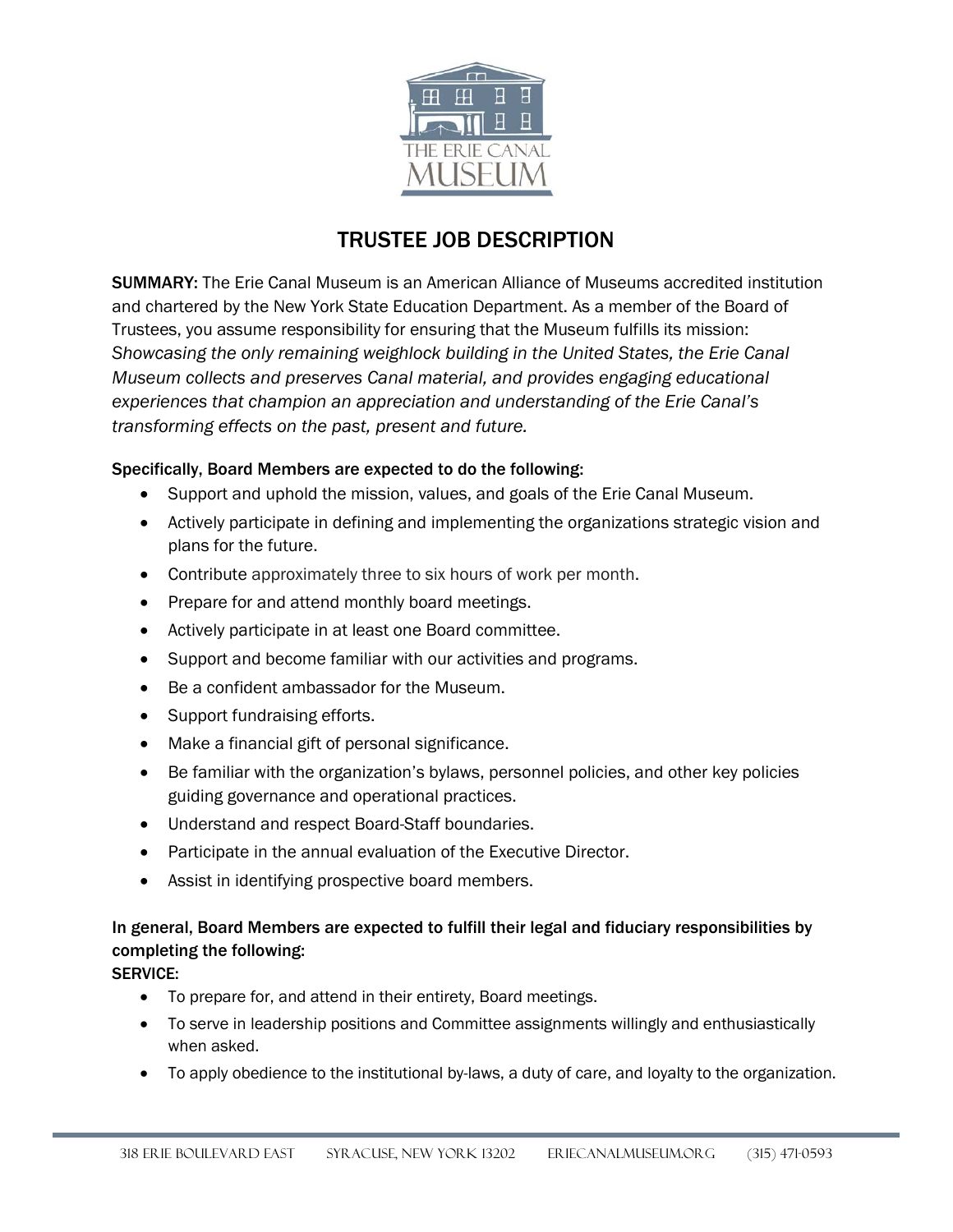# TRUSTEE JOB DESCRIPTION

**SUMMARY:** The Erie Canal Museum is an American Alliance of Museums accredited institution and chartered by the New York State Education Department. As a member of the Board of Trustees, you assume responsibility for ensuring that the Museum fulfills its mission: *Showcasing the only remaining weighlock building in the United States, the Erie Canal Museum collects and preserves Canal material, and provides engaging educational experiences that champion an appreciation and understanding of the Erie Canal's transforming effects on the past, present and future.*

**Specifically, Board Members are expected to do the following:**

- Support and uphold the mission, values, and goals of the Erie Canal Museum.
- Actively participate in defining and implementing the organizations strategic vision and plans for the future.
- Contribute approximately three to six hours of work per month.
- Prepare for and attend monthly board meetings.
- Actively participate in at least one Board committee.
- Support and become familiar with our activities and programs.
- Be a confident ambassador for the Museum.
- Support fundraising efforts.
- Make a financial gift of personal significance.
- Be familiar with the organization's bylaws, personnel policies, and other key policies guiding governance and operational practices.
- Understand and respect Board-Staff boundaries.
- Participate in the annual evaluation of the Executive Director.
- Assist in identifying prospective board members.

**In general, Board Members are expected to fulfill their legal and fiduciary responsibilities by completing the following:**

**SERVICE:**

- To prepare for, and attend in their entirety, Board meetings.
- To serve in leadership positions and Committee assignments willingly and enthusiastically when asked.
- To apply obedience to the institutional by-laws, a duty of care, and loyalty to the organization.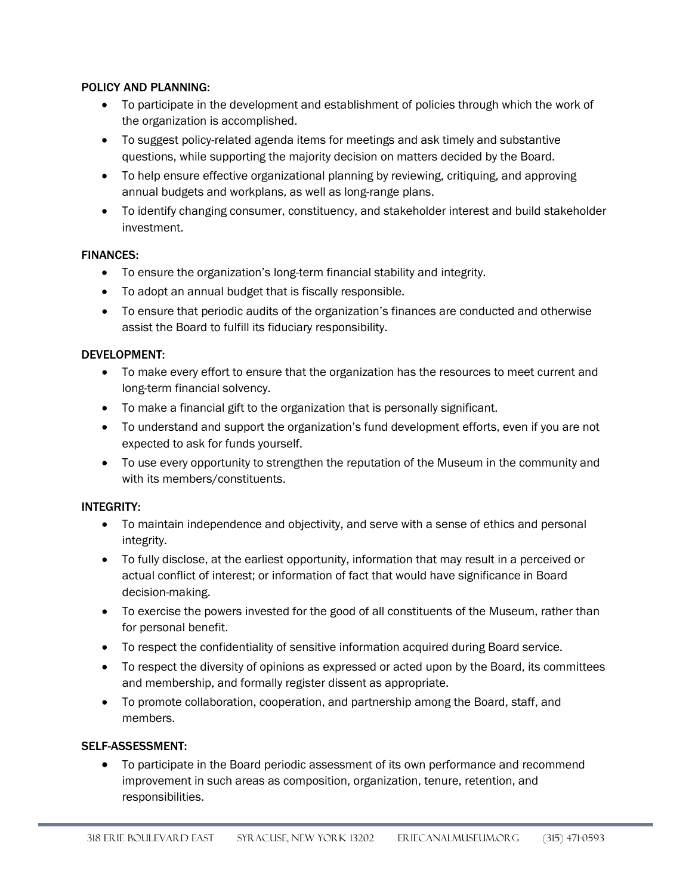POLICY AND PLANNING:

- To participate in the development and establishment of policies through which the work of the organization is accomplished.
- To suggest policy-related agenda items for meetings and ask timely and substantive questions, while supporting the majority decision on matters decided by the Board.
- To help ensure effective organizational planning by reviewing, critiquing, and approving annual budgets and workplans, as well as long-range plans.
- To identify changing consumer, constituency, and stakeholder interest and build stakeholder investment.

FINANCES:

- To ensure the organization's long-term financial stability and integrity.
- To adopt an annual budget that is fiscally responsible.
- To ensure that periodic audits of the organization's finances are conducted and otherwise assist the Board to fulfill its fiduciary responsibility.

DEVELOPMENT:

- To make every effort to ensure that the organization has the resources to meet current and long-term financial solvency.
- To make a financial gift to the organization that is personally significant.
- To understand and support the organization's fund development efforts, even if you are not expected to ask for funds yourself.
- To use every opportunity to strengthen the reputation of the Museum in the community and with its members/constituents.

INTEGRITY:

- To maintain independence and objectivity, and serve with a sense of ethics and personal integrity.
- To fully disclose, at the earliest opportunity, information that may result in a perceived or actual conflict of interest; or information of fact that would have significance in Board decision-making.
- To exercise the powers invested for the good of all constituents of the Museum, rather than for personal benefit.
- To respect the confidentiality of sensitive information acquired during Board service.
- To respect the diversity of opinions as expressed or acted upon by the Board, its committees and membership, and formally register dissent as appropriate.
- To promote collaboration, cooperation, and partnership among the Board, staff, and members.

SELF-ASSESSMENT:

- To participate in the Board periodic assessment of its own performance and recommend improvement in such areas as composition, organization, tenure, retention, and responsibilities.